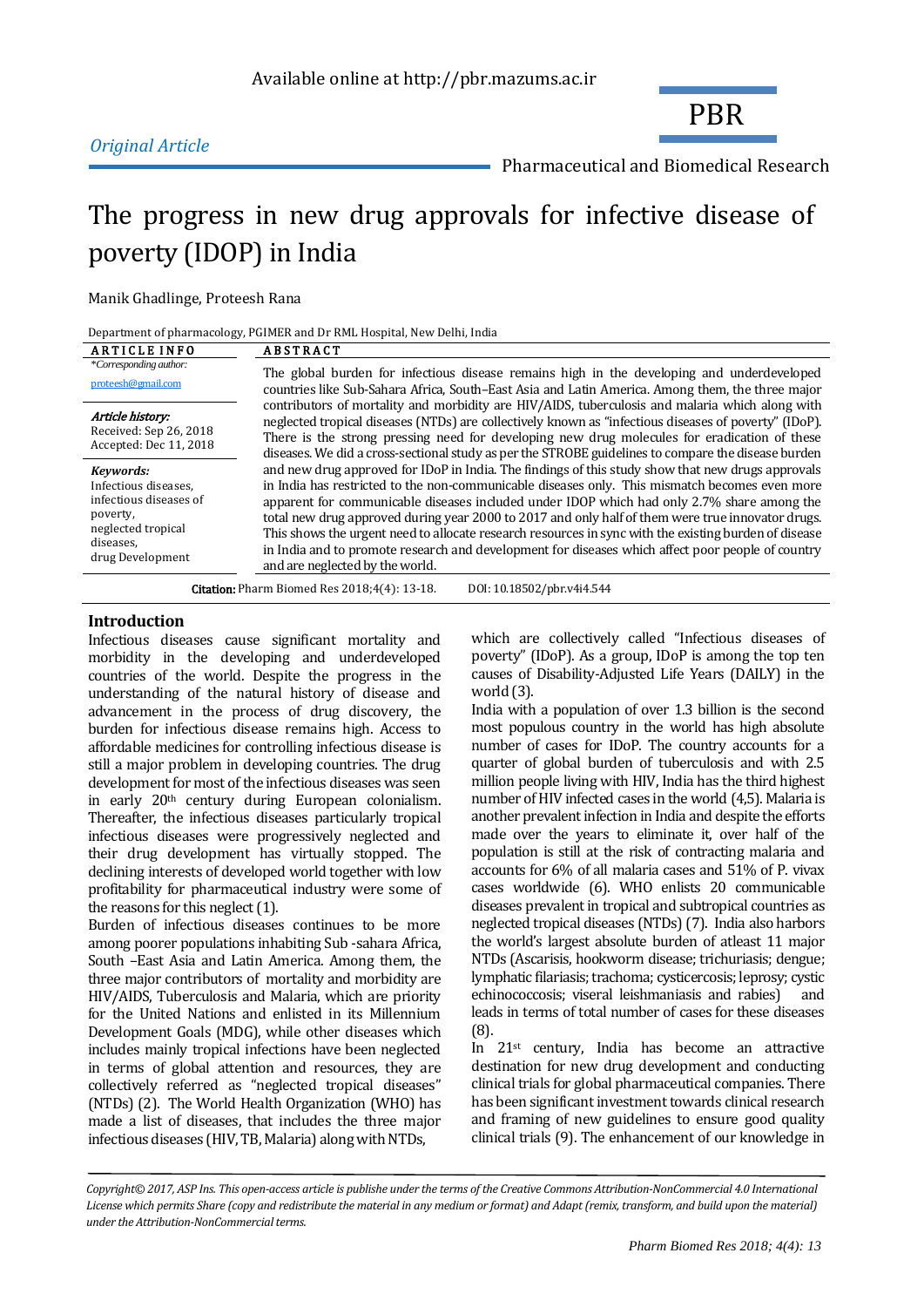Available online at http://pbr.mazums.ac.ir

*Original Article*

PBR

Pharmaceutical and Biomedical Research

# The progress in new drug approvals for infective disease of poverty (IDOP) in India

Manik Ghadlinge, Proteesh Rana

Department of pharmacology, PGIMER and Dr RML Hospital, New Delhi, India

**ARTICLE INFO**

*\*Corresponding author:*
proteesh@gmail.com

***Article history:***
Received: Sep 26, 2018
Accepted: Dec 11, 2018

***Keywords:***
Infectious diseases,
infectious diseases of poverty,
neglected tropical diseases,
drug Development

**ABSTRACT**

The global burden for infectious disease remains high in the developing and underdeveloped countries like Sub-Sahara Africa, South–East Asia and Latin America. Among them, the three major contributors of mortality and morbidity are HIV/AIDS, tuberculosis and malaria which along with neglected tropical diseases (NTDs) are collectively known as "infectious diseases of poverty" (IDoP). There is the strong pressing need for developing new drug molecules for eradication of these diseases. We did a cross-sectional study as per the STROBE guidelines to compare the disease burden and new drug approved for IDoP in India. The findings of this study show that new drugs approvals in India has restricted to the non-communicable diseases only. This mismatch becomes even more apparent for communicable diseases included under IDOP which had only 2.7% share among the total new drug approved during year 2000 to 2017 and only half of them were true innovator drugs. This shows the urgent need to allocate research resources in sync with the existing burden of disease in India and to promote research and development for diseases which affect poor people of country and are neglected by the world.

**Citation:** Pharm Biomed Res 2018;4(4): 13-18. DOI: 10.18502/pbr.v4i4.544

## Introduction

Infectious diseases cause significant mortality and morbidity in the developing and underdeveloped countries of the world. Despite the progress in the understanding of the natural history of disease and advancement in the process of drug discovery, the burden for infectious disease remains high. Access to affordable medicines for controlling infectious disease is still a major problem in developing countries. The drug development for most of the infectious diseases was seen in early 20th century during European colonialism. Thereafter, the infectious diseases particularly tropical infectious diseases were progressively neglected and their drug development has virtually stopped. The declining interests of developed world together with low profitability for pharmaceutical industry were some of the reasons for this neglect (1).

Burden of infectious diseases continues to be more among poorer populations inhabiting Sub -sahara Africa, South –East Asia and Latin America. Among them, the three major contributors of mortality and morbidity are HIV/AIDS, Tuberculosis and Malaria, which are priority for the United Nations and enlisted in its Millennium Development Goals (MDG), while other diseases which includes mainly tropical infections have been neglected in terms of global attention and resources, they are collectively referred as "neglected tropical diseases" (NTDs) (2). The World Health Organization (WHO) has made a list of diseases, that includes the three major infectious diseases (HIV, TB, Malaria) along with NTDs, which are collectively called "Infectious diseases of poverty" (IDoP). As a group, IDoP is among the top ten causes of Disability-Adjusted Life Years (DAILY) in the world (3).

India with a population of over 1.3 billion is the second most populous country in the world has high absolute number of cases for IDoP. The country accounts for a quarter of global burden of tuberculosis and with 2.5 million people living with HIV, India has the third highest number of HIV infected cases in the world (4,5). Malaria is another prevalent infection in India and despite the efforts made over the years to eliminate it, over half of the population is still at the risk of contracting malaria and accounts for 6% of all malaria cases and 51% of P. vivax cases worldwide (6). WHO enlists 20 communicable diseases prevalent in tropical and subtropical countries as neglected tropical diseases (NTDs) (7). India also harbors the world's largest absolute burden of atleast 11 major NTDs (Ascarisis, hookworm disease; trichuriasis; dengue; lymphatic filariasis; trachoma; cysticercosis; leprosy; cystic echinococcosis; viseral leishmaniasis and rabies) and leads in terms of total number of cases for these diseases (8).

In 21st century, India has become an attractive destination for new drug development and conducting clinical trials for global pharmaceutical companies. There has been significant investment towards clinical research and framing of new guidelines to ensure good quality clinical trials (9). The enhancement of our knowledge in

*Copyright© 2017, ASP Ins. This open-access article is publishe under the terms of the Creative Commons Attribution-NonCommercial 4.0 International License which permits Share (copy and redistribute the material in any medium or format) and Adapt (remix, transform, and build upon the material) under the Attribution-NonCommercial terms.*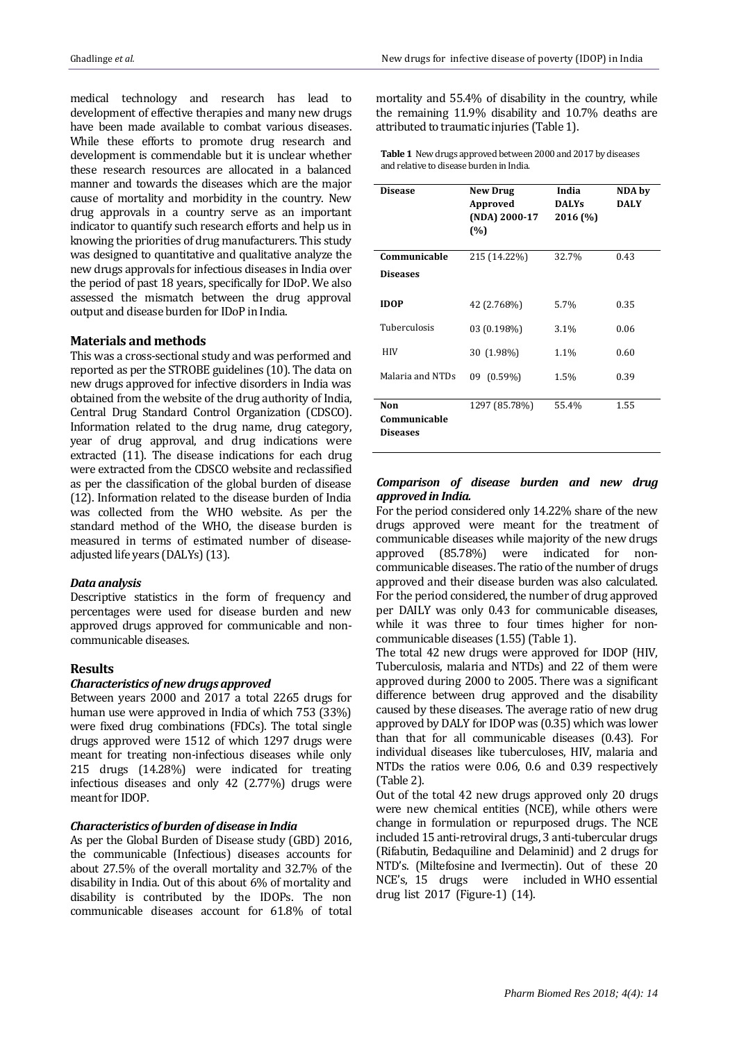medical technology and research has lead to development of effective therapies and many new drugs have been made available to combat various diseases. While these efforts to promote drug research and development is commendable but it is unclear whether these research resources are allocated in a balanced manner and towards the diseases which are the major cause of mortality and morbidity in the country. New drug approvals in a country serve as an important indicator to quantify such research efforts and help us in knowing the priorities of drug manufacturers. This study was designed to quantitative and qualitative analyze the new drugs approvals for infectious diseases in India over the period of past 18 years, specifically for IDoP. We also assessed the mismatch between the drug approval output and disease burden for IDoP in India.

## Materials and methods

This was a cross-sectional study and was performed and reported as per the STROBE guidelines (10). The data on new drugs approved for infective disorders in India was obtained from the website of the drug authority of India, Central Drug Standard Control Organization (CDSCO). Information related to the drug name, drug category, year of drug approval, and drug indications were extracted (11). The disease indications for each drug were extracted from the CDSCO website and reclassified as per the classification of the global burden of disease (12). Information related to the disease burden of India was collected from the WHO website. As per the standard method of the WHO, the disease burden is measured in terms of estimated number of disease-adjusted life years (DALYs) (13).

### *Data analysis*

Descriptive statistics in the form of frequency and percentages were used for disease burden and new approved drugs approved for communicable and non-communicable diseases.

## Results

### *Characteristics of new drugs approved*

Between years 2000 and 2017 a total 2265 drugs for human use were approved in India of which 753 (33%) were fixed drug combinations (FDCs). The total single drugs approved were 1512 of which 1297 drugs were meant for treating non-infectious diseases while only 215 drugs (14.28%) were indicated for treating infectious diseases and only 42 (2.77%) drugs were meant for IDOP.

### *Characteristics of burden of disease in India*

As per the Global Burden of Disease study (GBD) 2016, the communicable (Infectious) diseases accounts for about 27.5% of the overall mortality and 32.7% of the disability in India. Out of this about 6% of mortality and disability is contributed by the IDOPs. The non communicable diseases account for 61.8% of total mortality and 55.4% of disability in the country, while the remaining 11.9% disability and 10.7% deaths are attributed to traumatic injuries (Table 1).

**Table 1** New drugs approved between 2000 and 2017 by diseases and relative to disease burden in India.

| Disease | New Drug Approved (NDA) 2000-17 (%) | India DALYs 2016 (%) | NDA by DALY |
|---|---|---|---|
| **Communicable Diseases** | 215 (14.22%) | 32.7% | 0.43 |
| **IDOP** | 42 (2.768%) | 5.7% | 0.35 |
| Tuberculosis | 03 (0.198%) | 3.1% | 0.06 |
| HIV | 30 (1.98%) | 1.1% | 0.60 |
| Malaria and NTDs | 09 (0.59%) | 1.5% | 0.39 |
| **Non Communicable Diseases** | 1297 (85.78%) | 55.4% | 1.55 |

### *Comparison of disease burden and new drug approved in India.*

For the period considered only 14.22% share of the new drugs approved were meant for the treatment of communicable diseases while majority of the new drugs approved (85.78%) were indicated for non-communicable diseases. The ratio of the number of drugs approved and their disease burden was also calculated. For the period considered, the number of drug approved per DAILY was only 0.43 for communicable diseases, while it was three to four times higher for non-communicable diseases (1.55) (Table 1).

The total 42 new drugs were approved for IDOP (HIV, Tuberculosis, malaria and NTDs) and 22 of them were approved during 2000 to 2005. There was a significant difference between drug approved and the disability caused by these diseases. The average ratio of new drug approved by DALY for IDOP was (0.35) which was lower than that for all communicable diseases (0.43). For individual diseases like tuberculoses, HIV, malaria and NTDs the ratios were 0.06, 0.6 and 0.39 respectively (Table 2).

Out of the total 42 new drugs approved only 20 drugs were new chemical entities (NCE), while others were change in formulation or repurposed drugs. The NCE included 15 anti-retroviral drugs, 3 anti-tubercular drugs (Rifabutin, Bedaquiline and Delaminid) and 2 drugs for NTD's. (Miltefosine and Ivermectin). Out of these 20 NCE's, 15 drugs were included in WHO essential drug list 2017 (Figure-1) (14).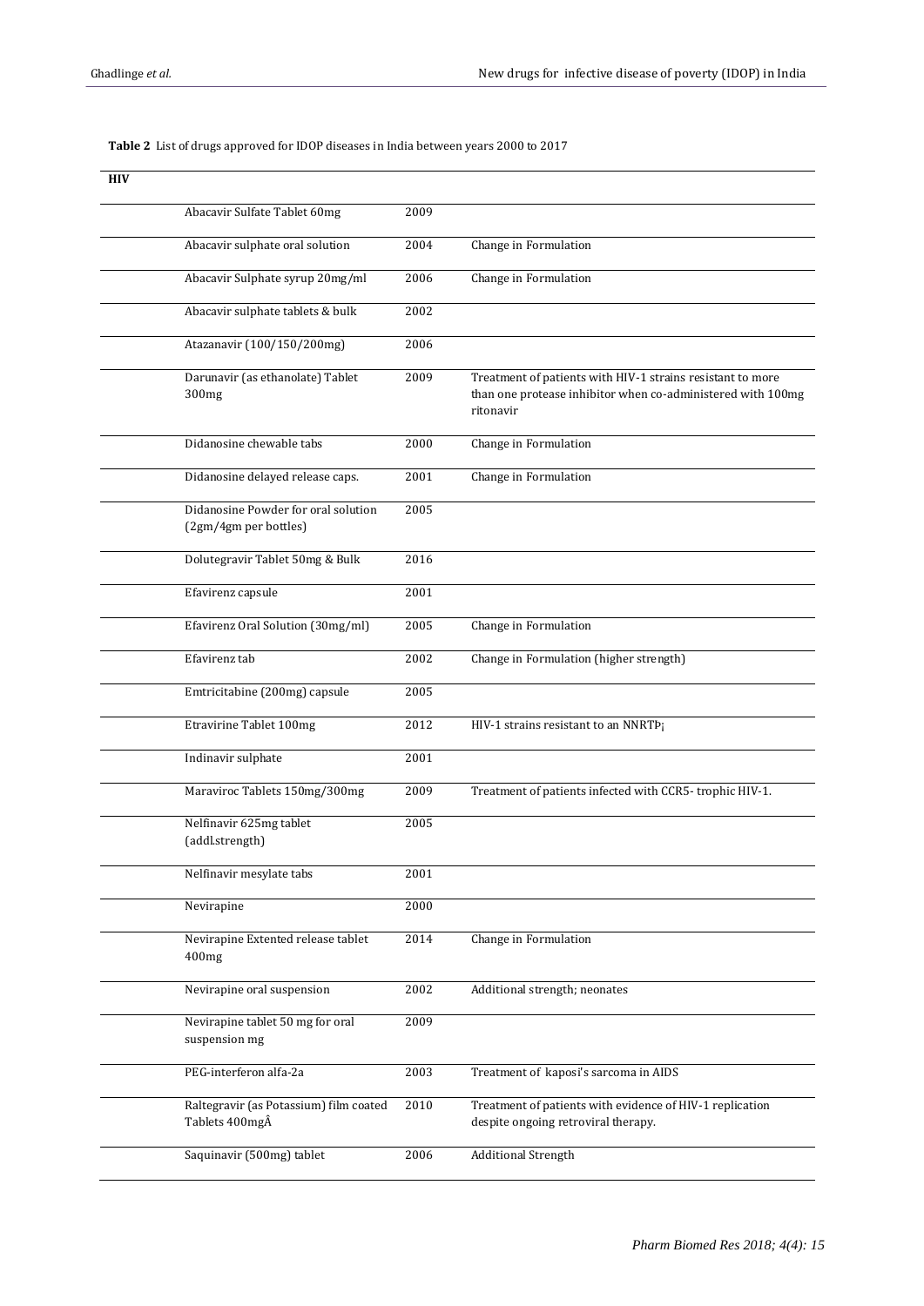**Table 2** List of drugs approved for IDOP diseases in India between years 2000 to 2017

| **HIV** | | | |
|---|---|---|---|
| | Abacavir Sulfate Tablet 60mg | 2009 | |
| | Abacavir sulphate oral solution | 2004 | Change in Formulation |
| | Abacavir Sulphate syrup 20mg/ml | 2006 | Change in Formulation |
| | Abacavir sulphate tablets & bulk | 2002 | |
| | Atazanavir (100/150/200mg) | 2006 | |
| | Darunavir (as ethanolate) Tablet 300mg | 2009 | Treatment of patients with HIV-1 strains resistant to more than one protease inhibitor when co-administered with 100mg ritonavir |
| | Didanosine chewable tabs | 2000 | Change in Formulation |
| | Didanosine delayed release caps. | 2001 | Change in Formulation |
| | Didanosine Powder for oral solution (2gm/4gm per bottles) | 2005 | |
| | Dolutegravir Tablet 50mg & Bulk | 2016 | |
| | Efavirenz capsule | 2001 | |
| | Efavirenz Oral Solution (30mg/ml) | 2005 | Change in Formulation |
| | Efavirenz tab | 2002 | Change in Formulation (higher strength) |
| | Emtricitabine (200mg) capsule | 2005 | |
| | Etravirine Tablet 100mg | 2012 | HIV-1 strains resistant to an NNRTÞ¡ |
| | Indinavir sulphate | 2001 | |
| | Maraviroc Tablets 150mg/300mg | 2009 | Treatment of patients infected with CCR5- trophic HIV-1. |
| | Nelfinavir 625mg tablet (addl.strength) | 2005 | |
| | Nelfinavir mesylate tabs | 2001 | |
| | Nevirapine | 2000 | |
| | Nevirapine Extented release tablet 400mg | 2014 | Change in Formulation |
| | Nevirapine oral suspension | 2002 | Additional strength; neonates |
| | Nevirapine tablet 50 mg for oral suspension mg | 2009 | |
| | PEG-interferon alfa-2a | 2003 | Treatment of kaposi's sarcoma in AIDS |
| | Raltegravir (as Potassium) film coated Tablets 400mgÂ | 2010 | Treatment of patients with evidence of HIV-1 replication despite ongoing retroviral therapy. |
| | Saquinavir (500mg) tablet | 2006 | Additional Strength |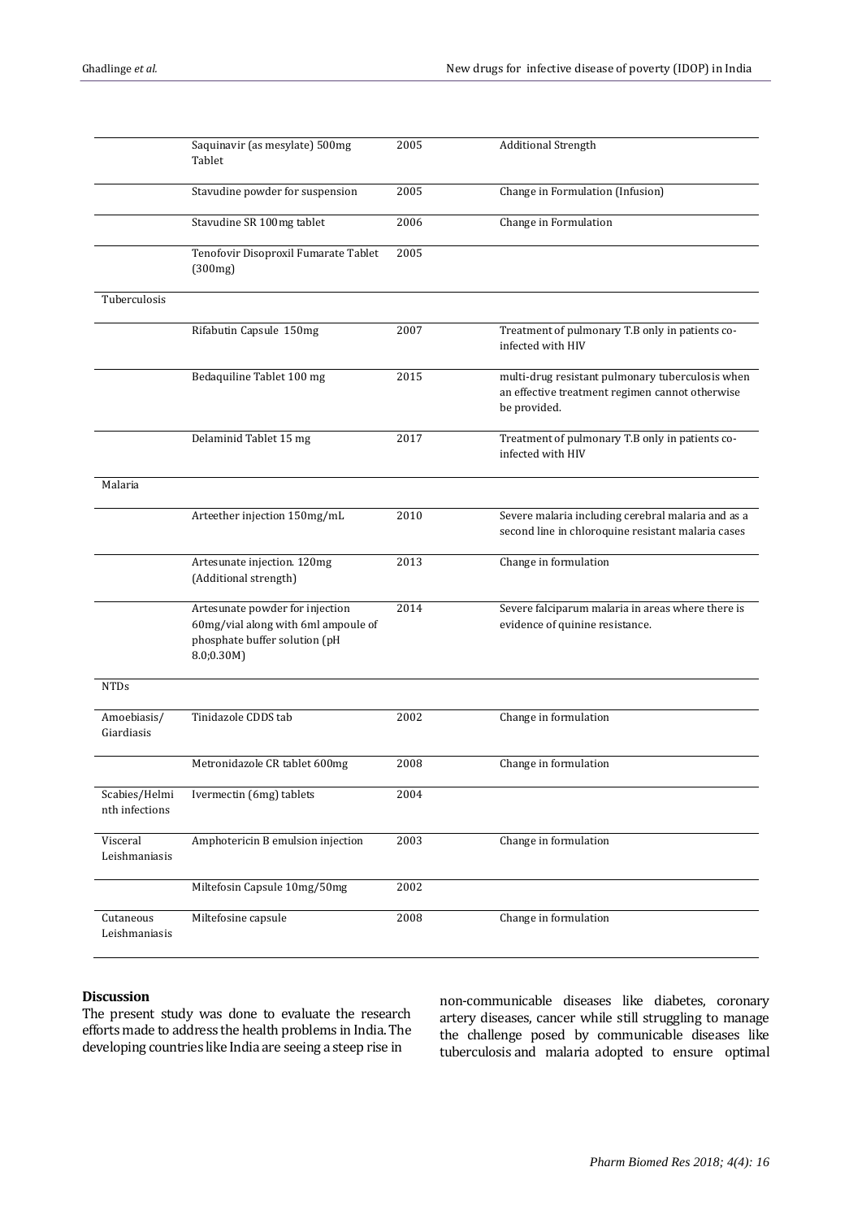| | | | |
|---|---|---|---|
| | Saquinavir (as mesylate) 500mg Tablet | 2005 | Additional Strength |
| | Stavudine powder for suspension | 2005 | Change in Formulation (Infusion) |
| | Stavudine SR 100mg tablet | 2006 | Change in Formulation |
| | Tenofovir Disoproxil Fumarate Tablet (300mg) | 2005 | |
| Tuberculosis | | | |
| | Rifabutin Capsule 150mg | 2007 | Treatment of pulmonary T.B only in patients co-infected with HIV |
| | Bedaquiline Tablet 100 mg | 2015 | multi-drug resistant pulmonary tuberculosis when an effective treatment regimen cannot otherwise be provided. |
| | Delaminid Tablet 15 mg | 2017 | Treatment of pulmonary T.B only in patients co-infected with HIV |
| Malaria | | | |
| | Arteether injection 150mg/mL | 2010 | Severe malaria including cerebral malaria and as a second line in chloroquine resistant malaria cases |
| | Artesunate injection. 120mg (Additional strength) | 2013 | Change in formulation |
| | Artesunate powder for injection 60mg/vial along with 6ml ampoule of phosphate buffer solution (pH 8.0;0.30M) | 2014 | Severe falciparum malaria in areas where there is evidence of quinine resistance. |
| NTDs | | | |
| Amoebiasis/ Giardiasis | Tinidazole CDDS tab | 2002 | Change in formulation |
| | Metronidazole CR tablet 600mg | 2008 | Change in formulation |
| Scabies/Helminth infections | Ivermectin (6mg) tablets | 2004 | |
| Visceral Leishmaniasis | Amphotericin B emulsion injection | 2003 | Change in formulation |
| | Miltefosin Capsule 10mg/50mg | 2002 | |
| Cutaneous Leishmaniasis | Miltefosine capsule | 2008 | Change in formulation |

## Discussion

The present study was done to evaluate the research efforts made to address the health problems in India. The developing countries like India are seeing a steep rise in non-communicable diseases like diabetes, coronary artery diseases, cancer while still struggling to manage the challenge posed by communicable diseases like tuberculosis and malaria adopted to ensure optimal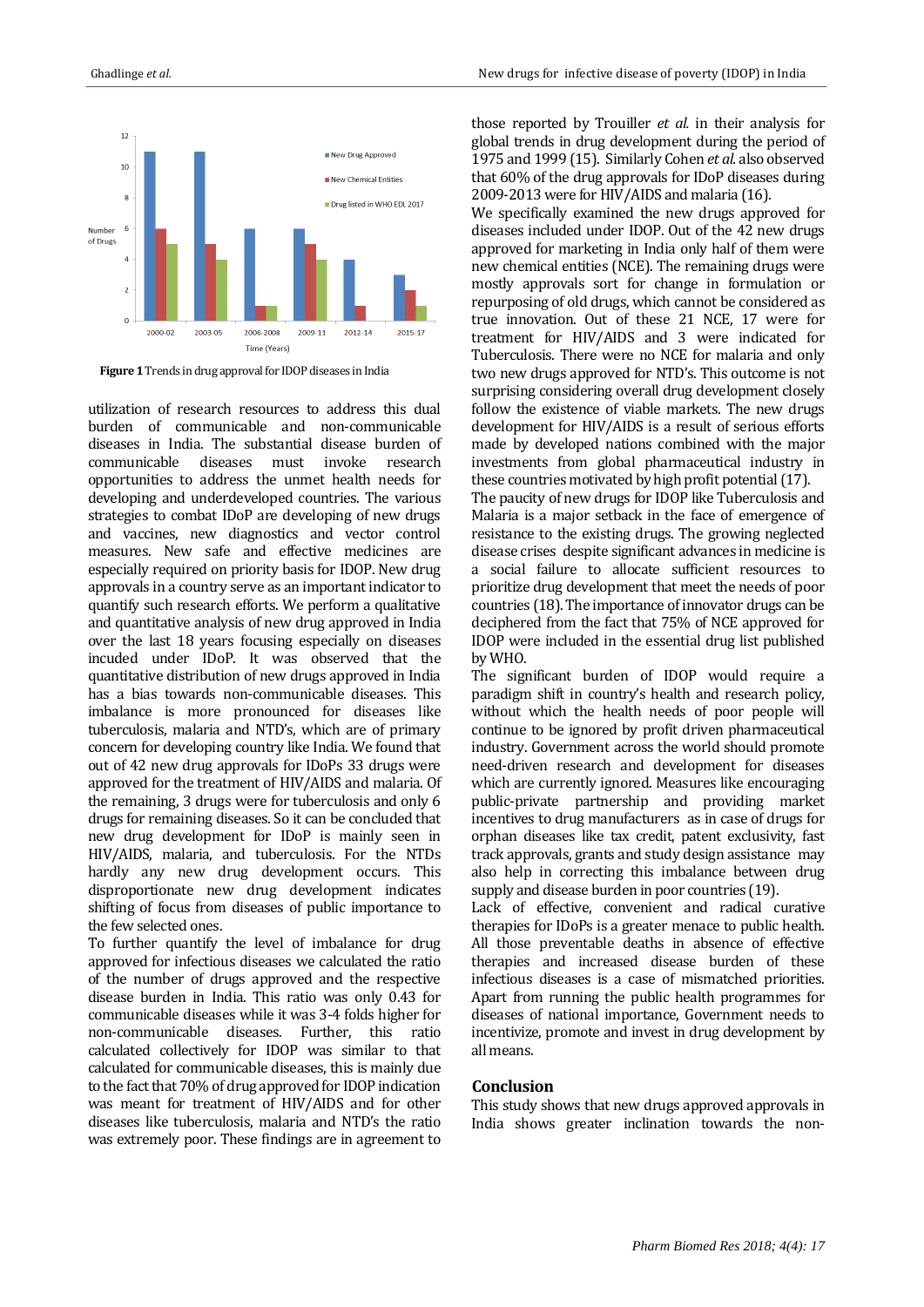**Figure 1** Trends in drug approval for IDOP diseases in India

utilization of research resources to address this dual burden of communicable and non-communicable diseases in India. The substantial disease burden of communicable diseases must invoke research opportunities to address the unmet health needs for developing and underdeveloped countries. The various strategies to combat IDoP are developing of new drugs and vaccines, new diagnostics and vector control measures. New safe and effective medicines are especially required on priority basis for IDOP. New drug approvals in a country serve as an important indicator to quantify such research efforts. We perform a qualitative and quantitative analysis of new drug approved in India over the last 18 years focusing especially on diseases incuded under IDoP. It was observed that the quantitative distribution of new drugs approved in India has a bias towards non-communicable diseases. This imbalance is more pronounced for diseases like tuberculosis, malaria and NTD's, which are of primary concern for developing country like India. We found that out of 42 new drug approvals for IDoPs 33 drugs were approved for the treatment of HIV/AIDS and malaria. Of the remaining, 3 drugs were for tuberculosis and only 6 drugs for remaining diseases. So it can be concluded that new drug development for IDoP is mainly seen in HIV/AIDS, malaria, and tuberculosis. For the NTDs hardly any new drug development occurs. This disproportionate new drug development indicates shifting of focus from diseases of public importance to the few selected ones.

To further quantify the level of imbalance for drug approved for infectious diseases we calculated the ratio of the number of drugs approved and the respective disease burden in India. This ratio was only 0.43 for communicable diseases while it was 3-4 folds higher for non-communicable diseases. Further, this ratio calculated collectively for IDOP was similar to that calculated for communicable diseases, this is mainly due to the fact that 70% of drug approved for IDOP indication was meant for treatment of HIV/AIDS and for other diseases like tuberculosis, malaria and NTD's the ratio was extremely poor. These findings are in agreement to those reported by Trouiller *et al.* in their analysis for global trends in drug development during the period of 1975 and 1999 (15). Similarly Cohen *et al.* also observed that 60% of the drug approvals for IDoP diseases during 2009-2013 were for HIV/AIDS and malaria (16).

We specifically examined the new drugs approved for diseases included under IDOP. Out of the 42 new drugs approved for marketing in India only half of them were new chemical entities (NCE). The remaining drugs were mostly approvals sort for change in formulation or repurposing of old drugs, which cannot be considered as true innovation. Out of these 21 NCE, 17 were for treatment for HIV/AIDS and 3 were indicated for Tuberculosis. There were no NCE for malaria and only two new drugs approved for NTD's. This outcome is not surprising considering overall drug development closely follow the existence of viable markets. The new drugs development for HIV/AIDS is a result of serious efforts made by developed nations combined with the major investments from global pharmaceutical industry in these countries motivated by high profit potential (17).

The paucity of new drugs for IDOP like Tuberculosis and Malaria is a major setback in the face of emergence of resistance to the existing drugs. The growing neglected disease crises despite significant advances in medicine is a social failure to allocate sufficient resources to prioritize drug development that meet the needs of poor countries (18). The importance of innovator drugs can be deciphered from the fact that 75% of NCE approved for IDOP were included in the essential drug list published by WHO.

The significant burden of IDOP would require a paradigm shift in country's health and research policy, without which the health needs of poor people will continue to be ignored by profit driven pharmaceutical industry. Government across the world should promote need-driven research and development for diseases which are currently ignored. Measures like encouraging public-private partnership and providing market incentives to drug manufacturers as in case of drugs for orphan diseases like tax credit, patent exclusivity, fast track approvals, grants and study design assistance may also help in correcting this imbalance between drug supply and disease burden in poor countries (19).

Lack of effective, convenient and radical curative therapies for IDoPs is a greater menace to public health. All those preventable deaths in absence of effective therapies and increased disease burden of these infectious diseases is a case of mismatched priorities. Apart from running the public health programmes for diseases of national importance, Government needs to incentivize, promote and invest in drug development by all means.

## Conclusion

This study shows that new drugs approved approvals in India shows greater inclination towards the non-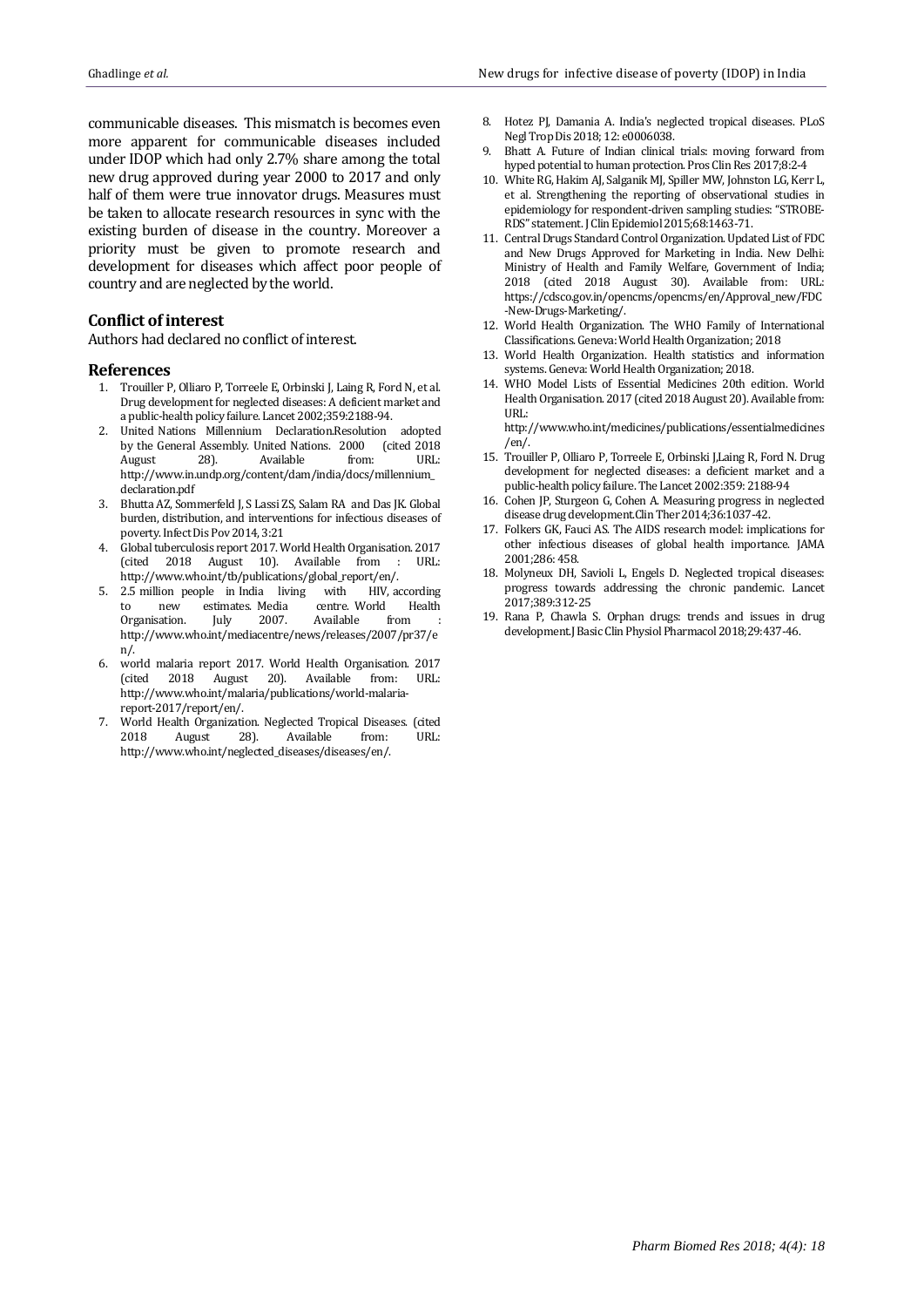communicable diseases. This mismatch is becomes even more apparent for communicable diseases included under IDOP which had only 2.7% share among the total new drug approved during year 2000 to 2017 and only half of them were true innovator drugs. Measures must be taken to allocate research resources in sync with the existing burden of disease in the country. Moreover a priority must be given to promote research and development for diseases which affect poor people of country and are neglected by the world.

## Conflict of interest

Authors had declared no conflict of interest.

## References

1. Trouiller P, Olliaro P, Torreele E, Orbinski J, Laing R, Ford N, et al. Drug development for neglected diseases: A deficient market and a public-health policy failure. Lancet 2002;359:2188-94.
2. United Nations Millennium Declaration.Resolution adopted by the General Assembly. United Nations. 2000 (cited 2018 August 28). Available from: URL: http://www.in.undp.org/content/dam/india/docs/millennium_declaration.pdf
3. Bhutta AZ, Sommerfeld J, S Lassi ZS, Salam RA and Das JK. Global burden, distribution, and interventions for infectious diseases of poverty. Infect Dis Pov 2014, 3:21
4. Global tuberculosis report 2017. World Health Organisation. 2017 (cited 2018 August 10). Available from : URL: http://www.who.int/tb/publications/global_report/en/.
5. 2.5 million people in India living with HIV, according to new estimates. Media centre. World Health Organisation. July 2007. Available from : http://www.who.int/mediacentre/news/releases/2007/pr37/en/.
6. world malaria report 2017. World Health Organisation. 2017 (cited 2018 August 20). Available from: URL: http://www.who.int/malaria/publications/world-malaria-report-2017/report/en/.
7. World Health Organization. Neglected Tropical Diseases. (cited 2018 August 28). Available from: URL: http://www.who.int/neglected_diseases/diseases/en/.
8. Hotez PJ, Damania A. India's neglected tropical diseases. PLoS Negl Trop Dis 2018; 12: e0006038.
9. Bhatt A. Future of Indian clinical trials: moving forward from hyped potential to human protection. Pros Clin Res 2017;8:2-4
10. White RG, Hakim AJ, Salganik MJ, Spiller MW, Johnston LG, Kerr L, et al. Strengthening the reporting of observational studies in epidemiology for respondent-driven sampling studies: "STROBE-RDS" statement. J Clin Epidemiol 2015;68:1463-71.
11. Central Drugs Standard Control Organization. Updated List of FDC and New Drugs Approved for Marketing in India. New Delhi: Ministry of Health and Family Welfare, Government of India; 2018 (cited 2018 August 30). Available from: URL: https://cdsco.gov.in/opencms/opencms/en/Approval_new/FDC-New-Drugs-Marketing/.
12. World Health Organization. The WHO Family of International Classifications. Geneva: World Health Organization; 2018
13. World Health Organization. Health statistics and information systems. Geneva: World Health Organization; 2018.
14. WHO Model Lists of Essential Medicines 20th edition. World Health Organisation. 2017 (cited 2018 August 20). Available from: URL: http://www.who.int/medicines/publications/essentialmedicines/en/.
15. Trouiller P, Olliaro P, Torreele E, Orbinski J,Laing R, Ford N. Drug development for neglected diseases: a deficient market and a public-health policy failure. The Lancet 2002:359: 2188-94
16. Cohen JP, Sturgeon G, Cohen A. Measuring progress in neglected disease drug development.Clin Ther 2014;36:1037-42.
17. Folkers GK, Fauci AS. The AIDS research model: implications for other infectious diseases of global health importance. JAMA 2001;286: 458.
18. Molyneux DH, Savioli L, Engels D. Neglected tropical diseases: progress towards addressing the chronic pandemic. Lancet 2017;389:312-25
19. Rana P, Chawla S. Orphan drugs: trends and issues in drug development.J Basic Clin Physiol Pharmacol 2018;29:437-46.